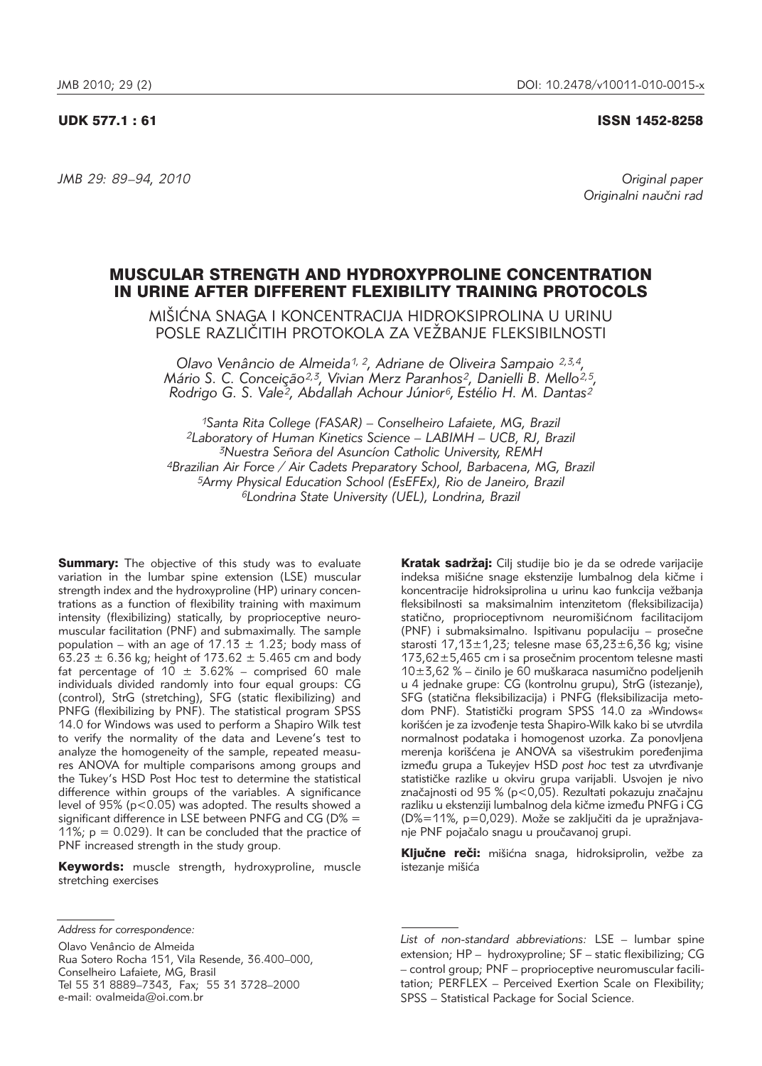UDK 577.1 : 61

ISSN 1452-8258

*Original paper*
*Originalni naučni rad*

# MUSCULAR STRENGTH AND HYDROXYPROLINE CONCENTRATION IN URINE AFTER DIFFERENT FLEXIBILITY TRAINING PROTOCOLS

## MIŠIĆNA SNAGA I KONCENTRACIJA HIDROKSIPROLINA U URINU POSLE RAZLIČITIH PROTOKOLA ZA VEŽBANJE FLEKSIBILNOSTI

*Olavo Venâncio de Almeida[1,2], Adriane de Oliveira Sampaio[2,3,4], Mário S. C. Conceição[2,3], Vivian Merz Paranhos[2], Danielli B. Mello[2,5], Rodrigo G. S. Vale[2], Abdallah Achour Júnior[6], Estélio H. M. Dantas[2]*

*[1]Santa Rita College (FASAR) – Conselheiro Lafaiete, MG, Brazil*
*[2]Laboratory of Human Kinetics Science – LABIMH – UCB, RJ, Brazil*
*[3]Nuestra Señora del Asuncíon Catholic University, REMH*
*[4]Brazilian Air Force / Air Cadets Preparatory School, Barbacena, MG, Brazil*
*[5]Army Physical Education School (EsEFEx), Rio de Janeiro, Brazil*
*[6]Londrina State University (UEL), Londrina, Brazil*

**Summary:** The objective of this study was to evaluate variation in the lumbar spine extension (LSE) muscular strength index and the hydroxyproline (HP) urinary concentrations as a function of flexibility training with maximum intensity (flexibilizing) statically, by proprioceptive neuromuscular facilitation (PNF) and submaximally. The sample population – with an age of 17.13 ± 1.23; body mass of 63.23 ± 6.36 kg; height of 173.62 ± 5.465 cm and body fat percentage of 10 ± 3.62% – comprised 60 male individuals divided randomly into four equal groups: CG (control), StrG (stretching), SFG (static flexibilizing) and PNFG (flexibilizing by PNF). The statistical program SPSS 14.0 for Windows was used to perform a Shapiro Wilk test to verify the normality of the data and Levene's test to analyze the homogeneity of the sample, repeated measures ANOVA for multiple comparisons among groups and the Tukey's HSD Post Hoc test to determine the statistical difference within groups of the variables. A significance level of 95% ($p<0.05$) was adopted. The results showed a significant difference in LSE between PNFG and CG (D% = 11%; $p = 0.029$). It can be concluded that the practice of PNF increased strength in the study group.

**Keywords:** muscle strength, hydroxyproline, muscle stretching exercises

**Kratak sadržaj:** Cilj studije bio je da se odrede varijacije indeksa mišićne snage ekstenzije lumbalnog dela kičme i koncentracije hidroksiprolina u urinu kao funkcija vežbanja fleksibilnosti sa maksimalnim intenzitetom (fleksibilizacija) statično, proprioceptivnom neuromišićnom facilitacijom (PNF) i submaksimalno. Ispitivanu populaciju – prosečne starosti 17,13±1,23; telesne mase 63,23±6,36 kg; visine 173,62±5,465 cm i sa prosečnim procentom telesne masti 10±3,62 % – činilo je 60 muškaraca nasumično podeljenih u 4 jednake grupe: CG (kontrolnu grupu), StrG (istezanje), SFG (statična fleksibilizacija) i PNFG (fleksibilizacija metodom PNF). Statistički program SPSS 14.0 za »Windows« korišćen je za izvođenje testa Shapiro-Wilk kako bi se utvrdila normalnost podataka i homogenost uzorka. Za ponovljena merenja korišćena je ANOVA sa višestrukim poređenjima između grupa a Tukeyjev HSD *post hoc* test za utvrđivanje statističke razlike u okviru grupa varijabli. Usvojen je nivo značajnosti od 95 % ($p<0,05$). Rezultati pokazuju značajnu razliku u ekstenziji lumbalnog dela kičme između PNFG i CG (D%=11%, $p=0,029$). Može se zaključiti da je upražnjavanje PNF pojačalo snagu u proučavanoj grupi.

**Ključne reči:** mišićna snaga, hidroksiprolin, vežbe za istezanje mišića

*Address for correspondence:*

Olavo Venâncio de Almeida
Rua Sotero Rocha 151, Vila Resende, 36.400–000, Conselheiro Lafaiete, MG, Brasil
Tel 55 31 8889–7343, Fax; 55 31 3728–2000
e-mail: ovalmeida@oi.com.br

*List of non-standard abbreviations:* LSE – lumbar spine extension; HP – hydroxyproline; SF – static flexibilizing; CG – control group; PNF – proprioceptive neuromuscular facilitation; PERFLEX – Perceived Exertion Scale on Flexibility; SPSS – Statistical Package for Social Science.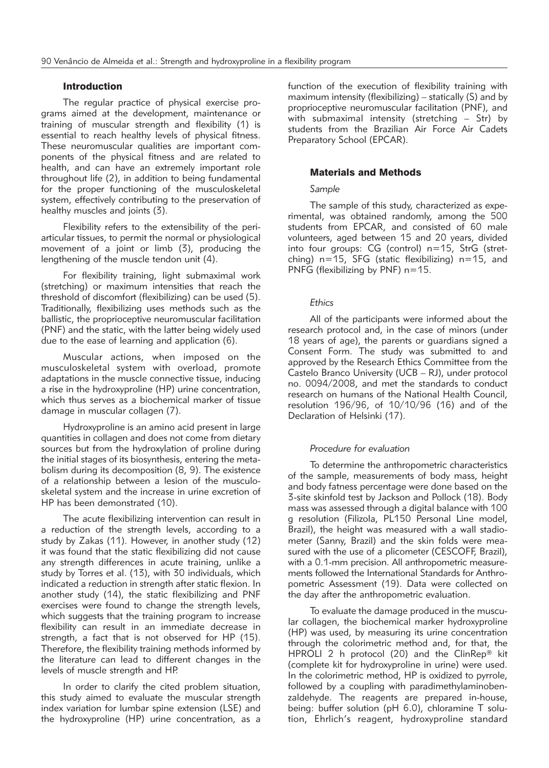## Introduction

The regular practice of physical exercise programs aimed at the development, maintenance or training of muscular strength and flexibility (1) is essential to reach healthy levels of physical fitness. These neuromuscular qualities are important components of the physical fitness and are related to health, and can have an extremely important role throughout life (2), in addition to being fundamental for the proper functioning of the musculoskeletal system, effectively contributing to the preservation of healthy muscles and joints (3).

Flexibility refers to the extensibility of the periarticular tissues, to permit the normal or physiological movement of a joint or limb (3), producing the lengthening of the muscle tendon unit (4).

For flexibility training, light submaximal work (stretching) or maximum intensities that reach the threshold of discomfort (flexibilizing) can be used (5). Traditionally, flexibilizing uses methods such as the ballistic, the proprioceptive neuromuscular facilitation (PNF) and the static, with the latter being widely used due to the ease of learning and application (6).

Muscular actions, when imposed on the musculoskeletal system with overload, promote adaptations in the muscle connective tissue, inducing a rise in the hydroxyproline (HP) urine concentration, which thus serves as a biochemical marker of tissue damage in muscular collagen (7).

Hydroxyproline is an amino acid present in large quantities in collagen and does not come from dietary sources but from the hydroxylation of proline during the initial stages of its biosynthesis, entering the metabolism during its decomposition (8, 9). The existence of a relationship between a lesion of the musculoskeletal system and the increase in urine excretion of HP has been demonstrated (10).

The acute flexibilizing intervention can result in a reduction of the strength levels, according to a study by Zakas (11). However, in another study (12) it was found that the static flexibilizing did not cause any strength differences in acute training, unlike a study by Torres et al. (13), with 30 individuals, which indicated a reduction in strength after static flexion. In another study (14), the static flexibilizing and PNF exercises were found to change the strength levels, which suggests that the training program to increase flexibility can result in an immediate decrease in strength, a fact that is not observed for HP (15). Therefore, the flexibility training methods informed by the literature can lead to different changes in the levels of muscle strength and HP.

In order to clarify the cited problem situation, this study aimed to evaluate the muscular strength index variation for lumbar spine extension (LSE) and the hydroxyproline (HP) urine concentration, as a function of the execution of flexibility training with maximum intensity (flexibilizing) – statically (S) and by proprioceptive neuromuscular facilitation (PNF), and with submaximal intensity (stretching – Str) by students from the Brazilian Air Force Air Cadets Preparatory School (EPCAR).

## Materials and Methods

### *Sample*

The sample of this study, characterized as experimental, was obtained randomly, among the 500 students from EPCAR, and consisted of 60 male volunteers, aged between 15 and 20 years, divided into four groups: CG (control) n=15, StrG (stretching) n=15, SFG (static flexibilizing) n=15, and PNFG (flexibilizing by PNF) n=15.

### *Ethics*

All of the participants were informed about the research protocol and, in the case of minors (under 18 years of age), the parents or guardians signed a Consent Form. The study was submitted to and approved by the Research Ethics Committee from the Castelo Branco University (UCB – RJ), under protocol no. 0094/2008, and met the standards to conduct research on humans of the National Health Council, resolution 196/96, of 10/10/96 (16) and of the Declaration of Helsinki (17).

### *Procedure for evaluation*

To determine the anthropometric characteristics of the sample, measurements of body mass, height and body fatness percentage were done based on the 3-site skinfold test by Jackson and Pollock (18). Body mass was assessed through a digital balance with 100 g resolution (Filizola, PL150 Personal Line model, Brazil), the height was measured with a wall stadiometer (Sanny, Brazil) and the skin folds were measured with the use of a plicometer (CESCOFF, Brazil), with a 0.1-mm precision. All anthropometric measurements followed the International Standards for Anthropometric Assessment (19). Data were collected on the day after the anthropometric evaluation.

To evaluate the damage produced in the muscular collagen, the biochemical marker hydroxyproline (HP) was used, by measuring its urine concentration through the colorimetric method and, for that, the HPROLI 2 h protocol (20) and the ClinRep® kit (complete kit for hydroxyproline in urine) were used. In the colorimetric method, HP is oxidized to pyrrole, followed by a coupling with paradimethylaminobenzaldehyde. The reagents are prepared in-house, being: buffer solution (pH 6.0), chloramine T solution, Ehrlich's reagent, hydroxyproline standard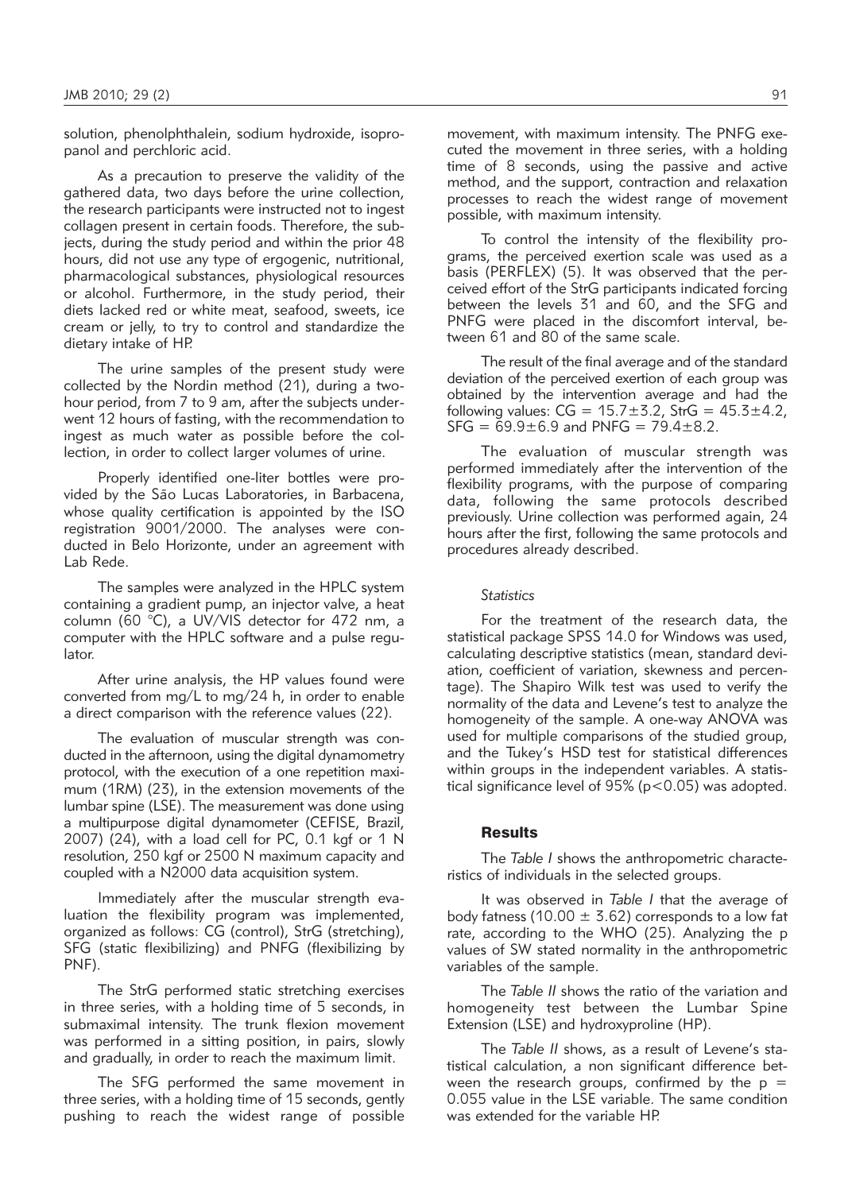solution, phenolphthalein, sodium hydroxide, isopropanol and perchloric acid.

As a precaution to preserve the validity of the gathered data, two days before the urine collection, the research participants were instructed not to ingest collagen present in certain foods. Therefore, the subjects, during the study period and within the prior 48 hours, did not use any type of ergogenic, nutritional, pharmacological substances, physiological resources or alcohol. Furthermore, in the study period, their diets lacked red or white meat, seafood, sweets, ice cream or jelly, to try to control and standardize the dietary intake of HP.

The urine samples of the present study were collected by the Nordin method (21), during a two-hour period, from 7 to 9 am, after the subjects underwent 12 hours of fasting, with the recommendation to ingest as much water as possible before the collection, in order to collect larger volumes of urine.

Properly identified one-liter bottles were provided by the São Lucas Laboratories, in Barbacena, whose quality certification is appointed by the ISO registration 9001/2000. The analyses were conducted in Belo Horizonte, under an agreement with Lab Rede.

The samples were analyzed in the HPLC system containing a gradient pump, an injector valve, a heat column (60 °C), a UV/VIS detector for 472 nm, a computer with the HPLC software and a pulse regulator.

After urine analysis, the HP values found were converted from mg/L to mg/24 h, in order to enable a direct comparison with the reference values (22).

The evaluation of muscular strength was conducted in the afternoon, using the digital dynamometry protocol, with the execution of a one repetition maximum (1RM) (23), in the extension movements of the lumbar spine (LSE). The measurement was done using a multipurpose digital dynamometer (CEFISE, Brazil, 2007) (24), with a load cell for PC, 0.1 kgf or 1 N resolution, 250 kgf or 2500 N maximum capacity and coupled with a N2000 data acquisition system.

Immediately after the muscular strength evaluation the flexibility program was implemented, organized as follows: CG (control), StrG (stretching), SFG (static flexibilizing) and PNFG (flexibilizing by PNF).

The StrG performed static stretching exercises in three series, with a holding time of 5 seconds, in submaximal intensity. The trunk flexion movement was performed in a sitting position, in pairs, slowly and gradually, in order to reach the maximum limit.

The SFG performed the same movement in three series, with a holding time of 15 seconds, gently pushing to reach the widest range of possible movement, with maximum intensity. The PNFG executed the movement in three series, with a holding time of 8 seconds, using the passive and active method, and the support, contraction and relaxation processes to reach the widest range of movement possible, with maximum intensity.

To control the intensity of the flexibility programs, the perceived exertion scale was used as a basis (PERFLEX) (5). It was observed that the perceived effort of the StrG participants indicated forcing between the levels 31 and 60, and the SFG and PNFG were placed in the discomfort interval, between 61 and 80 of the same scale.

The result of the final average and of the standard deviation of the perceived exertion of each group was obtained by the intervention average and had the following values: CG = 15.7±3.2, StrG = 45.3±4.2, SFG = 69.9±6.9 and PNFG = 79.4±8.2.

The evaluation of muscular strength was performed immediately after the intervention of the flexibility programs, with the purpose of comparing data, following the same protocols described previously. Urine collection was performed again, 24 hours after the first, following the same protocols and procedures already described.

### *Statistics*

For the treatment of the research data, the statistical package SPSS 14.0 for Windows was used, calculating descriptive statistics (mean, standard deviation, coefficient of variation, skewness and percentage). The Shapiro Wilk test was used to verify the normality of the data and Levene's test to analyze the homogeneity of the sample. A one-way ANOVA was used for multiple comparisons of the studied group, and the Tukey's HSD test for statistical differences within groups in the independent variables. A statistical significance level of 95% ($p<0.05$) was adopted.

## Results

The *Table I* shows the anthropometric characteristics of individuals in the selected groups.

It was observed in *Table I* that the average of body fatness (10.00 ± 3.62) corresponds to a low fat rate, according to the WHO (25). Analyzing the p values of SW stated normality in the anthropometric variables of the sample.

The *Table II* shows the ratio of the variation and homogeneity test between the Lumbar Spine Extension (LSE) and hydroxyproline (HP).

The *Table II* shows, as a result of Levene's statistical calculation, a non significant difference between the research groups, confirmed by the $p = 0.055$ value in the LSE variable. The same condition was extended for the variable HP.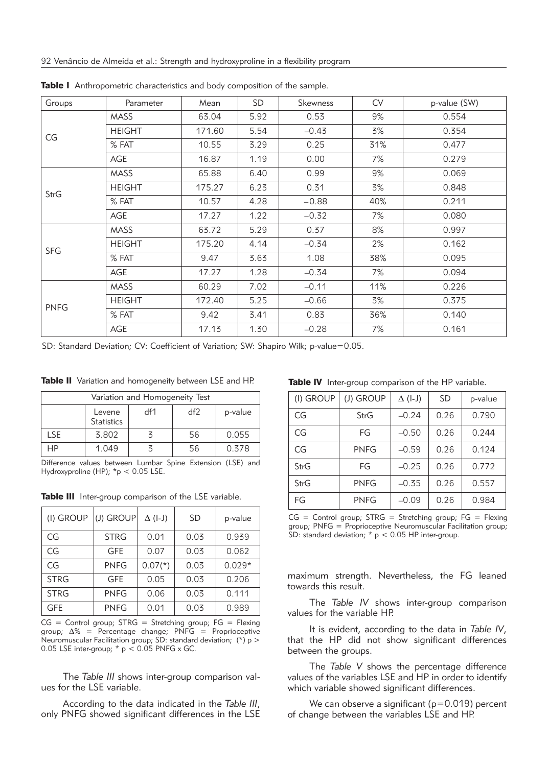**Table I** Anthropometric characteristics and body composition of the sample.

| Groups | Parameter | Mean | SD | Skewness | CV | p-value (SW) |
|---|---|---|---|---|---|---|
| CG | MASS | 63.04 | 5.92 | 0.53 | 9% | 0.554 |
| | HEIGHT | 171.60 | 5.54 | –0.43 | 3% | 0.354 |
| | % FAT | 10.55 | 3.29 | 0.25 | 31% | 0.477 |
| | AGE | 16.87 | 1.19 | 0.00 | 7% | 0.279 |
| StrG | MASS | 65.88 | 6.40 | 0.99 | 9% | 0.069 |
| | HEIGHT | 175.27 | 6.23 | 0.31 | 3% | 0.848 |
| | % FAT | 10.57 | 4.28 | –0.88 | 40% | 0.211 |
| | AGE | 17.27 | 1.22 | –0.32 | 7% | 0.080 |
| SFG | MASS | 63.72 | 5.29 | 0.37 | 8% | 0.997 |
| | HEIGHT | 175.20 | 4.14 | –0.34 | 2% | 0.162 |
| | % FAT | 9.47 | 3.63 | 1.08 | 38% | 0.095 |
| | AGE | 17.27 | 1.28 | –0.34 | 7% | 0.094 |
| PNFG | MASS | 60.29 | 7.02 | –0.11 | 11% | 0.226 |
| | HEIGHT | 172.40 | 5.25 | –0.66 | 3% | 0.375 |
| | % FAT | 9.42 | 3.41 | 0.83 | 36% | 0.140 |
| | AGE | 17.13 | 1.30 | –0.28 | 7% | 0.161 |

SD: Standard Deviation; CV: Coefficient of Variation; SW: Shapiro Wilk; p-value=0.05.

**Table II** Variation and homogeneity between LSE and HP.

| Variation and Homogeneity Test | | | | |
|---|---|---|---|---|
| | Levene Statistics | df1 | df2 | p-value |
| LSE | 3.802 | 3 | 56 | 0.055 |
| HP | 1.049 | 3 | 56 | 0.378 |

Difference values between Lumbar Spine Extension (LSE) and Hydroxyproline (HP); $*p < 0.05$ LSE.

**Table III** Inter-group comparison of the LSE variable.

| (I) GROUP | (J) GROUP | Δ (I-J) | SD | p-value |
|---|---|---|---|---|
| CG | STRG | 0.01 | 0.03 | 0.939 |
| CG | GFE | 0.07 | 0.03 | 0.062 |
| CG | PNFG | 0.07(*) | 0.03 | 0.029* |
| STRG | GFE | 0.05 | 0.03 | 0.206 |
| STRG | PNFG | 0.06 | 0.03 | 0.111 |
| GFE | PNFG | 0.01 | 0.03 | 0.989 |

CG = Control group; STRG = Stretching group; FG = Flexing group; Δ% = Percentage change; PNFG = Proprioceptive Neuromuscular Facilitation group; SD: standard deviation; (*) $p > 0.05$ LSE inter-group; * $p < 0.05$ PNFG x GC.

The *Table III* shows inter-group comparison values for the LSE variable.

According to the data indicated in the *Table III*, only PNFG showed significant differences in the LSE maximum strength. Nevertheless, the FG leaned towards this result.

**Table IV** Inter-group comparison of the HP variable.

| (I) GROUP | (J) GROUP | Δ (I-J) | SD | p-value |
|---|---|---|---|---|
| CG | StrG | –0.24 | 0.26 | 0.790 |
| CG | FG | –0.50 | 0.26 | 0.244 |
| CG | PNFG | –0.59 | 0.26 | 0.124 |
| StrG | FG | –0.25 | 0.26 | 0.772 |
| StrG | PNFG | –0.35 | 0.26 | 0.557 |
| FG | PNFG | –0.09 | 0.26 | 0.984 |

CG = Control group; STRG = Stretching group; FG = Flexing group; PNFG = Proprioceptive Neuromuscular Facilitation group; SD: standard deviation; * $p < 0.05$ HP inter-group.

The *Table IV* shows inter-group comparison values for the variable HP.

It is evident, according to the data in *Table IV*, that the HP did not show significant differences between the groups.

The *Table V* shows the percentage difference values of the variables LSE and HP in order to identify which variable showed significant differences.

We can observe a significant ($p=0.019$) percent of change between the variables LSE and HP.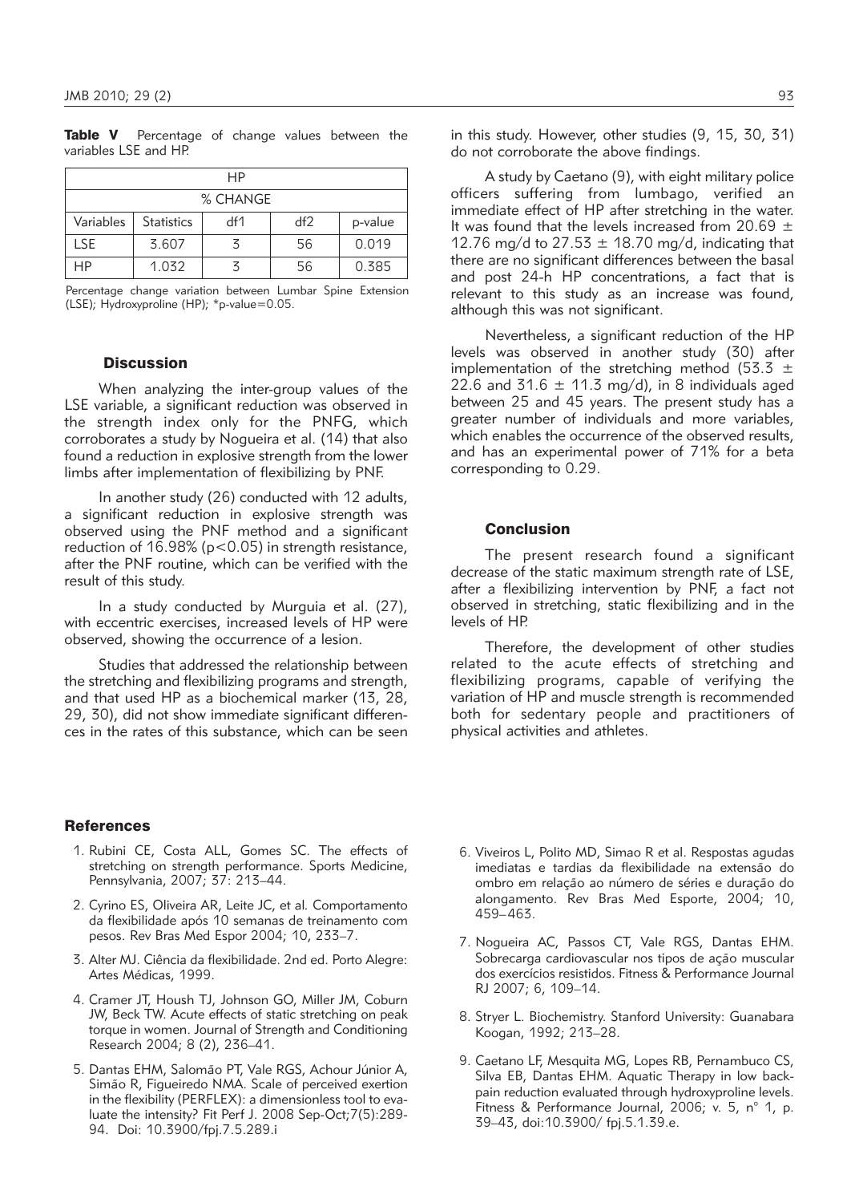**Table V** Percentage of change values between the variables LSE and HP.

| HP | | | | |
|---|---|---|---|---|
| % CHANGE | | | | |
| Variables | Statistics | df1 | df2 | p-value |
| LSE | 3.607 | 3 | 56 | 0.019 |
| HP | 1.032 | 3 | 56 | 0.385 |

Percentage change variation between Lumbar Spine Extension (LSE); Hydroxyproline (HP); *p-value=0.05.

## Discussion

When analyzing the inter-group values of the LSE variable, a significant reduction was observed in the strength index only for the PNFG, which corroborates a study by Nogueira et al. (14) that also found a reduction in explosive strength from the lower limbs after implementation of flexibilizing by PNF.

In another study (26) conducted with 12 adults, a significant reduction in explosive strength was observed using the PNF method and a significant reduction of 16.98% ($p<0.05$) in strength resistance, after the PNF routine, which can be verified with the result of this study.

In a study conducted by Murguia et al. (27), with eccentric exercises, increased levels of HP were observed, showing the occurrence of a lesion.

Studies that addressed the relationship between the stretching and flexibilizing programs and strength, and that used HP as a biochemical marker (13, 28, 29, 30), did not show immediate significant differences in the rates of this substance, which can be seen in this study. However, other studies (9, 15, 30, 31) do not corroborate the above findings.

A study by Caetano (9), with eight military police officers suffering from lumbago, verified an immediate effect of HP after stretching in the water. It was found that the levels increased from 20.69 $\pm$ 12.76 mg/d to 27.53 $\pm$ 18.70 mg/d, indicating that there are no significant differences between the basal and post 24-h HP concentrations, a fact that is relevant to this study as an increase was found, although this was not significant.

Nevertheless, a significant reduction of the HP levels was observed in another study (30) after implementation of the stretching method (53.3 $\pm$ 22.6 and 31.6 $\pm$ 11.3 mg/d), in 8 individuals aged between 25 and 45 years. The present study has a greater number of individuals and more variables, which enables the occurrence of the observed results, and has an experimental power of 71% for a beta corresponding to 0.29.

## Conclusion

The present research found a significant decrease of the static maximum strength rate of LSE, after a flexibilizing intervention by PNF, a fact not observed in stretching, static flexibilizing and in the levels of HP.

Therefore, the development of other studies related to the acute effects of stretching and flexibilizing programs, capable of verifying the variation of HP and muscle strength is recommended both for sedentary people and practitioners of physical activities and athletes.

## References

1. Rubini CE, Costa ALL, Gomes SC. The effects of stretching on strength performance. Sports Medicine, Pennsylvania, 2007; 37: 213–44.
2. Cyrino ES, Oliveira AR, Leite JC, et al. Comportamento da flexibilidade após 10 semanas de treinamento com pesos. Rev Bras Med Espor 2004; 10, 233–7.
3. Alter MJ. Ciência da flexibilidade. 2nd ed. Porto Alegre: Artes Médicas, 1999.
4. Cramer JT, Housh TJ, Johnson GO, Miller JM, Coburn JW, Beck TW. Acute effects of static stretching on peak torque in women. Journal of Strength and Conditioning Research 2004; 8 (2), 236–41.
5. Dantas EHM, Salomão PT, Vale RGS, Achour Júnior A, Simão R, Figueiredo NMA. Scale of perceived exertion in the flexibility (PERFLEX): a dimensionless tool to evaluate the intensity? Fit Perf J. 2008 Sep-Oct;7(5):289-94. Doi: 10.3900/fpj.7.5.289.i
6. Viveiros L, Polito MD, Simao R et al. Respostas agudas imediatas e tardias da flexibilidade na extensão do ombro em relação ao número de séries e duração do alongamento. Rev Bras Med Esporte, 2004; 10, 459–463.
7. Nogueira AC, Passos CT, Vale RGS, Dantas EHM. Sobrecarga cardiovascular nos tipos de ação muscular dos exercícios resistidos. Fitness & Performance Journal RJ 2007; 6, 109–14.
8. Stryer L. Biochemistry. Stanford University: Guanabara Koogan, 1992; 213–28.
9. Caetano LF, Mesquita MG, Lopes RB, Pernambuco CS, Silva EB, Dantas EHM. Aquatic Therapy in low back-pain reduction evaluated through hydroxyproline levels. Fitness & Performance Journal, 2006; v. 5, n° 1, p. 39–43, doi:10.3900/ fpj.5.1.39.e.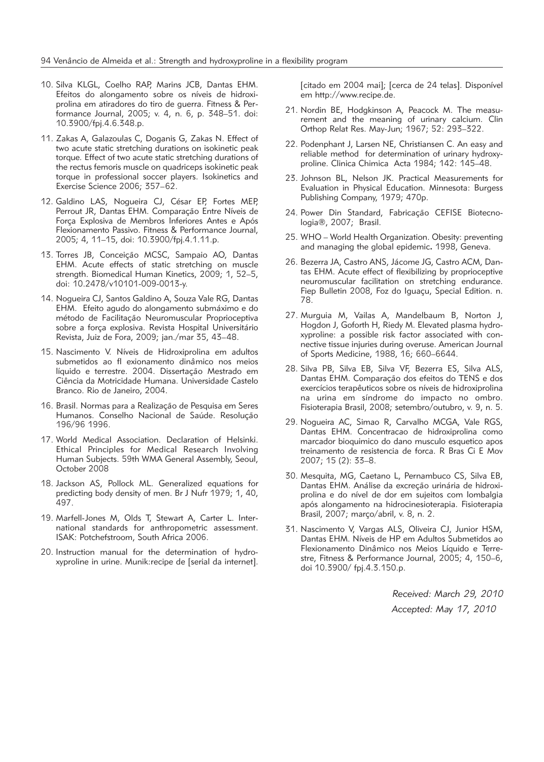10. Silva KLGL, Coelho RAP, Marins JCB, Dantas EHM. Efeitos do alongamento sobre os níveis de hidroxiprolina em atiradores do tiro de guerra. Fitness & Performance Journal, 2005; v. 4, n. 6, p. 348–51. doi: 10.3900/fpj.4.6.348.p.

11. Zakas A, Galazoulas C, Doganis G, Zakas N. Effect of two acute static stretching durations on isokinetic peak torque. Effect of two acute static stretching durations of the rectus femoris muscle on quadriceps isokinetic peak torque in professional soccer players. Isokinetics and Exercise Science 2006; 357–62.

12. Galdino LAS, Nogueira CJ, César EP, Fortes MEP, Perrout JR, Dantas EHM. Comparação Entre Níveis de Força Explosiva de Membros Inferiores Antes e Após Flexionamento Passivo. Fitness & Performance Journal, 2005; 4, 11–15, doi: 10.3900/fpj.4.1.11.p.

13. Torres JB, Conceição MCSC, Sampaio AO, Dantas EHM. Acute effects of static stretching on muscle strength. Biomedical Human Kinetics, 2009; 1, 52–5, doi: 10.2478/v10101-009-0013-y.

14. Nogueira CJ, Santos Galdino A, Souza Vale RG, Dantas EHM. Efeito agudo do alongamento submáximo e do método de Facilitação Neuromuscular Proprioceptiva sobre a força explosiva. Revista Hospital Universitário Revista, Juiz de Fora, 2009; jan./mar 35, 43–48.

15. Nascimento V. Níveis de Hidroxiprolina em adultos submetidos ao fl exionamento dinâmico nos meios líquido e terrestre. 2004. Dissertação Mestrado em Ciência da Motricidade Humana. Universidade Castelo Branco. Rio de Janeiro, 2004.

16. Brasil. Normas para a Realização de Pesquisa em Seres Humanos. Conselho Nacional de Saúde. Resolução 196/96 1996.

17. World Medical Association. Declaration of Helsinki. Ethical Principles for Medical Research Involving Human Subjects. 59th WMA General Assembly, Seoul, October 2008

18. Jackson AS, Pollock ML. Generalized equations for predicting body density of men. Br J Nufr 1979; 1, 40, 497.

19. Marfell-Jones M, Olds T, Stewart A, Carter L. International standards for anthropometric assessment. ISAK: Potchefstroom, South Africa 2006.

20. Instruction manual for the determination of hydroxyproline in urine. Munik:recipe de [serial da internet]. [citado em 2004 mai]; [cerca de 24 telas]. Disponível em http://www.recipe.de.

21. Nordin BE, Hodgkinson A, Peacock M. The measurement and the meaning of urinary calcium. Clin Orthop Relat Res. May-Jun; 1967; 52: 293–322.

22. Podenphant J, Larsen NE, Christiansen C. An easy and reliable method for determination of urinary hydroxyproline. Clinica Chimica Acta 1984; 142: 145–48.

23. Johnson BL, Nelson JK. Practical Measurements for Evaluation in Physical Education. Minnesota: Burgess Publishing Company, 1979; 470p.

24. Power Din Standard, Fabricação CEFISE Biotecnologia®, 2007; Brasil.

25. WHO – World Health Organization. Obesity: preventing and managing the global epidemic**.** 1998, Geneva.

26. Bezerra JA, Castro ANS, Jácome JG, Castro ACM, Dantas EHM. Acute effect of flexibilizing by proprioceptive neuromuscular facilitation on stretching endurance. Fiep Bulletin 2008, Foz do Iguaçu, Special Edition. n. 78.

27. Murguia M, Vailas A, Mandelbaum B, Norton J, Hogdon J, Goforth H, Riedy M. Elevated plasma hydroxyproline: a possible risk factor associated with connective tissue injuries during overuse. American Journal of Sports Medicine, 1988, 16; 660–6644.

28. Silva PB, Silva EB, Silva VF, Bezerra ES, Silva ALS, Dantas EHM. Comparação dos efeitos do TENS e dos exercícios terapêuticos sobre os níveis de hidroxiprolina na urina em síndrome do impacto no ombro. Fisioterapia Brasil, 2008; setembro/outubro, v. 9, n. 5.

29. Nogueira AC, Simao R, Carvalho MCGA, Vale RGS, Dantas EHM. Concentracao de hidroxiprolina como marcador bioquimico do dano musculo esquetico apos treinamento de resistencia de forca. R Bras Ci E Mov 2007; 15 (2): 33–8.

30. Mesquita, MG, Caetano L, Pernambuco CS, Silva EB, Dantas EHM. Análise da excreção urinária de hidroxiprolina e do nível de dor em sujeitos com lombalgia após alongamento na hidrocinesioterapia. Fisioterapia Brasil, 2007; março/abril, v. 8, n. 2.

31. Nascimento V, Vargas ALS, Oliveira CJ, Junior HSM, Dantas EHM. Níveis de HP em Adultos Submetidos ao Flexionamento Dinâmico nos Meios Líquido e Terrestre, Fitness & Performance Journal, 2005; 4, 150–6, doi 10.3900/ fpj.4.3.150.p.

*Received: March 29, 2010*
*Accepted: May 17, 2010*